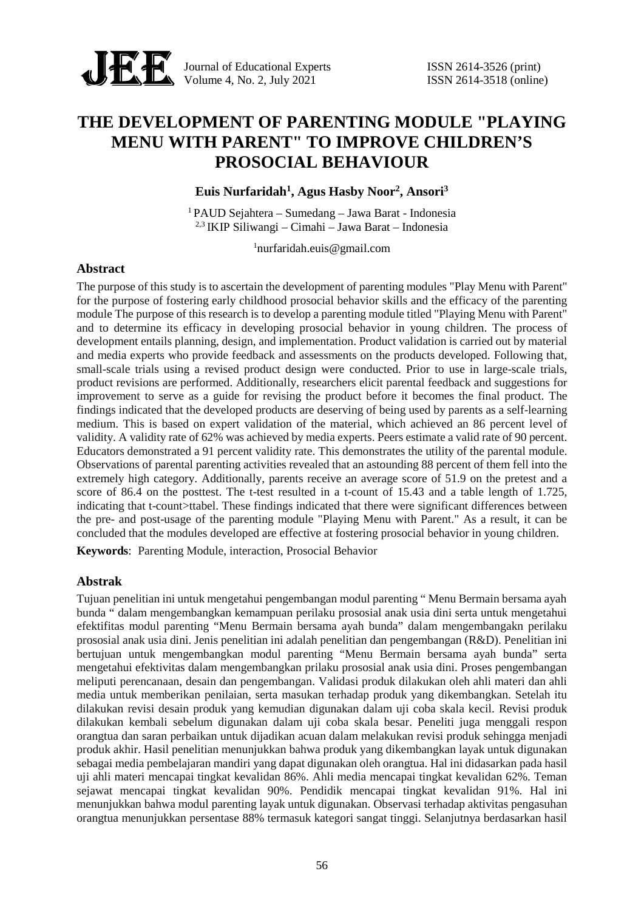# THE DEVELOPMENT OF PARENTING MODULE "PLAYING MENU WITH PARENT" TO IMPROVE CHILDREN'S PROSOCIAL BEHAVIOUR

**Euis Nurfaridah[1], Agus Hasby Noor[2], Ansori[3]**

[1] PAUD Sejahtera – Sumedang – Jawa Barat - Indonesia
[2,3] IKIP Siliwangi – Cimahi – Jawa Barat – Indonesia

[1]nurfaridah.euis@gmail.com

## Abstract

The purpose of this study is to ascertain the development of parenting modules "Play Menu with Parent" for the purpose of fostering early childhood prosocial behavior skills and the efficacy of the parenting module The purpose of this research is to develop a parenting module titled "Playing Menu with Parent" and to determine its efficacy in developing prosocial behavior in young children. The process of development entails planning, design, and implementation. Product validation is carried out by material and media experts who provide feedback and assessments on the products developed. Following that, small-scale trials using a revised product design were conducted. Prior to use in large-scale trials, product revisions are performed. Additionally, researchers elicit parental feedback and suggestions for improvement to serve as a guide for revising the product before it becomes the final product. The findings indicated that the developed products are deserving of being used by parents as a self-learning medium. This is based on expert validation of the material, which achieved an 86 percent level of validity. A validity rate of 62% was achieved by media experts. Peers estimate a valid rate of 90 percent. Educators demonstrated a 91 percent validity rate. This demonstrates the utility of the parental module. Observations of parental parenting activities revealed that an astounding 88 percent of them fell into the extremely high category. Additionally, parents receive an average score of 51.9 on the pretest and a score of 86.4 on the posttest. The t-test resulted in a t-count of 15.43 and a table length of 1.725, indicating that t-count>ttabel. These findings indicated that there were significant differences between the pre- and post-usage of the parenting module "Playing Menu with Parent." As a result, it can be concluded that the modules developed are effective at fostering prosocial behavior in young children.

**Keywords**: Parenting Module, interaction, Prosocial Behavior

## Abstrak

Tujuan penelitian ini untuk mengetahui pengembangan modul parenting " Menu Bermain bersama ayah bunda " dalam mengembangkan kemampuan perilaku prososial anak usia dini serta untuk mengetahui efektifitas modul parenting "Menu Bermain bersama ayah bunda" dalam mengembangakn perilaku prososial anak usia dini. Jenis penelitian ini adalah penelitian dan pengembangan (R&D). Penelitian ini bertujuan untuk mengembangkan modul parenting "Menu Bermain bersama ayah bunda" serta mengetahui efektivitas dalam mengembangkan prilaku prososial anak usia dini. Proses pengembangan meliputi perencanaan, desain dan pengembangan. Validasi produk dilakukan oleh ahli materi dan ahli media untuk memberikan penilaian, serta masukan terhadap produk yang dikembangkan. Setelah itu dilakukan revisi desain produk yang kemudian digunakan dalam uji coba skala kecil. Revisi produk dilakukan kembali sebelum digunakan dalam uji coba skala besar. Peneliti juga menggali respon orangtua dan saran perbaikan untuk dijadikan acuan dalam melakukan revisi produk sehingga menjadi produk akhir. Hasil penelitian menunjukkan bahwa produk yang dikembangkan layak untuk digunakan sebagai media pembelajaran mandiri yang dapat digunakan oleh orangtua. Hal ini didasarkan pada hasil uji ahli materi mencapai tingkat kevalidan 86%. Ahli media mencapai tingkat kevalidan 62%. Teman sejawat mencapai tingkat kevalidan 90%. Pendidik mencapai tingkat kevalidan 91%. Hal ini menunjukkan bahwa modul parenting layak untuk digunakan. Observasi terhadap aktivitas pengasuhan orangtua menunjukkan persentase 88% termasuk kategori sangat tinggi. Selanjutnya berdasarkan hasil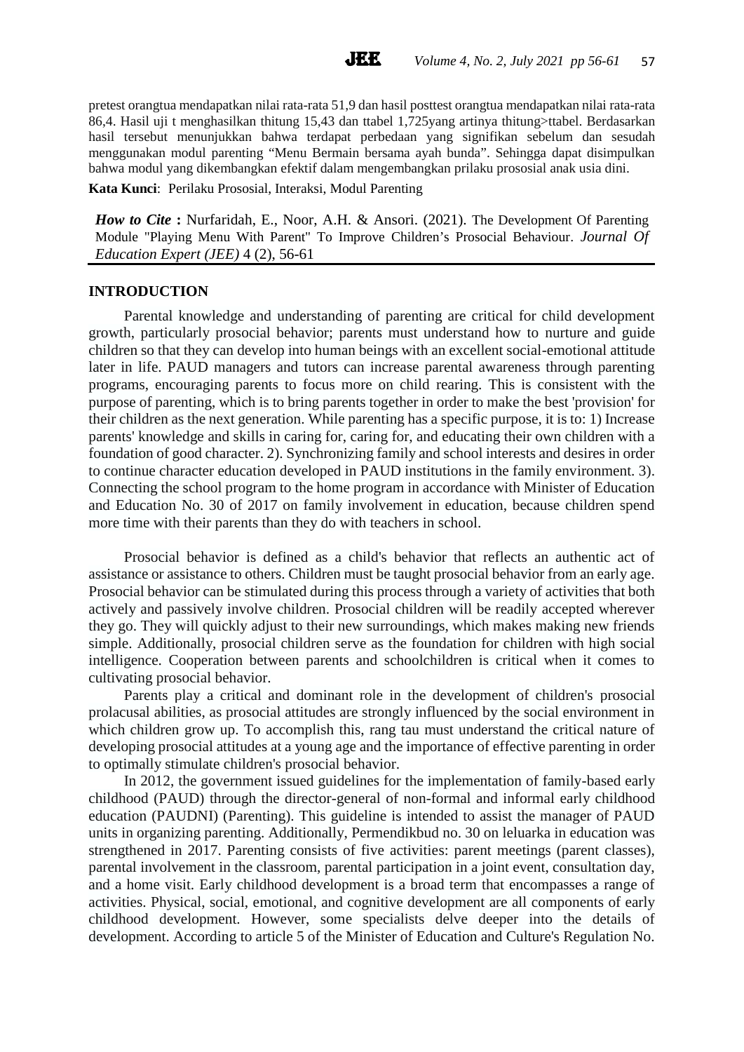pretest orangtua mendapatkan nilai rata-rata 51,9 dan hasil posttest orangtua mendapatkan nilai rata-rata 86,4. Hasil uji t menghasilkan thitung 15,43 dan ttabel 1,725yang artinya thitung>ttabel. Berdasarkan hasil tersebut menunjukkan bahwa terdapat perbedaan yang signifikan sebelum dan sesudah menggunakan modul parenting "Menu Bermain bersama ayah bunda". Sehingga dapat disimpulkan bahwa modul yang dikembangkan efektif dalam mengembangkan prilaku prososial anak usia dini.

**Kata Kunci**: Perilaku Prososial, Interaksi, Modul Parenting

***How to Cite*** **:** Nurfaridah, E., Noor, A.H. & Ansori. (2021). The Development Of Parenting Module "Playing Menu With Parent" To Improve Children's Prosocial Behaviour. *Journal Of Education Expert (JEE)* 4 (2), 56-61

## INTRODUCTION

Parental knowledge and understanding of parenting are critical for child development growth, particularly prosocial behavior; parents must understand how to nurture and guide children so that they can develop into human beings with an excellent social-emotional attitude later in life. PAUD managers and tutors can increase parental awareness through parenting programs, encouraging parents to focus more on child rearing. This is consistent with the purpose of parenting, which is to bring parents together in order to make the best 'provision' for their children as the next generation. While parenting has a specific purpose, it is to: 1) Increase parents' knowledge and skills in caring for, caring for, and educating their own children with a foundation of good character. 2). Synchronizing family and school interests and desires in order to continue character education developed in PAUD institutions in the family environment. 3). Connecting the school program to the home program in accordance with Minister of Education and Education No. 30 of 2017 on family involvement in education, because children spend more time with their parents than they do with teachers in school.

Prosocial behavior is defined as a child's behavior that reflects an authentic act of assistance or assistance to others. Children must be taught prosocial behavior from an early age. Prosocial behavior can be stimulated during this process through a variety of activities that both actively and passively involve children. Prosocial children will be readily accepted wherever they go. They will quickly adjust to their new surroundings, which makes making new friends simple. Additionally, prosocial children serve as the foundation for children with high social intelligence. Cooperation between parents and schoolchildren is critical when it comes to cultivating prosocial behavior.

Parents play a critical and dominant role in the development of children's prosocial prolacusal abilities, as prosocial attitudes are strongly influenced by the social environment in which children grow up. To accomplish this, rang tau must understand the critical nature of developing prosocial attitudes at a young age and the importance of effective parenting in order to optimally stimulate children's prosocial behavior.

In 2012, the government issued guidelines for the implementation of family-based early childhood (PAUD) through the director-general of non-formal and informal early childhood education (PAUDNI) (Parenting). This guideline is intended to assist the manager of PAUD units in organizing parenting. Additionally, Permendikbud no. 30 on leluarka in education was strengthened in 2017. Parenting consists of five activities: parent meetings (parent classes), parental involvement in the classroom, parental participation in a joint event, consultation day, and a home visit. Early childhood development is a broad term that encompasses a range of activities. Physical, social, emotional, and cognitive development are all components of early childhood development. However, some specialists delve deeper into the details of development. According to article 5 of the Minister of Education and Culture's Regulation No.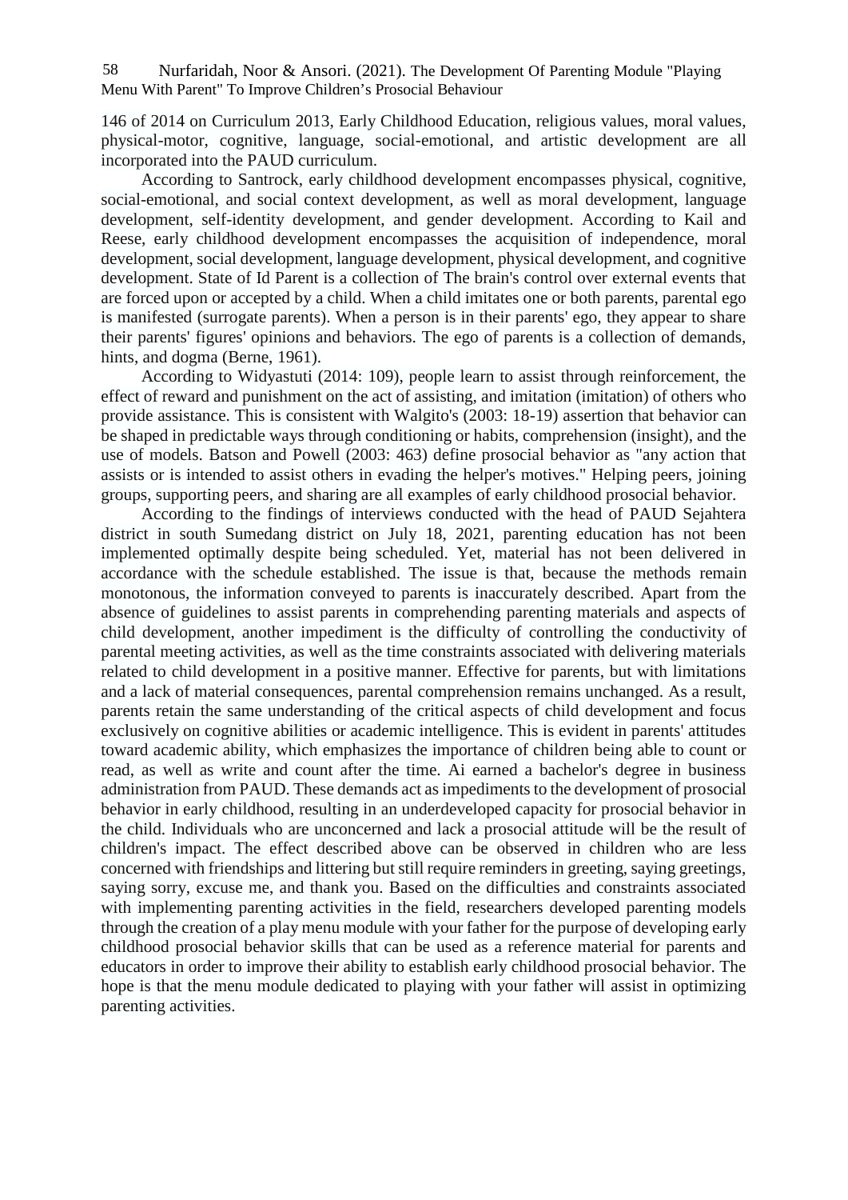146 of 2014 on Curriculum 2013, Early Childhood Education, religious values, moral values, physical-motor, cognitive, language, social-emotional, and artistic development are all incorporated into the PAUD curriculum.

According to Santrock, early childhood development encompasses physical, cognitive, social-emotional, and social context development, as well as moral development, language development, self-identity development, and gender development. According to Kail and Reese, early childhood development encompasses the acquisition of independence, moral development, social development, language development, physical development, and cognitive development. State of Id Parent is a collection of The brain's control over external events that are forced upon or accepted by a child. When a child imitates one or both parents, parental ego is manifested (surrogate parents). When a person is in their parents' ego, they appear to share their parents' figures' opinions and behaviors. The ego of parents is a collection of demands, hints, and dogma (Berne, 1961).

According to Widyastuti (2014: 109), people learn to assist through reinforcement, the effect of reward and punishment on the act of assisting, and imitation (imitation) of others who provide assistance. This is consistent with Walgito's (2003: 18-19) assertion that behavior can be shaped in predictable ways through conditioning or habits, comprehension (insight), and the use of models. Batson and Powell (2003: 463) define prosocial behavior as "any action that assists or is intended to assist others in evading the helper's motives." Helping peers, joining groups, supporting peers, and sharing are all examples of early childhood prosocial behavior.

According to the findings of interviews conducted with the head of PAUD Sejahtera district in south Sumedang district on July 18, 2021, parenting education has not been implemented optimally despite being scheduled. Yet, material has not been delivered in accordance with the schedule established. The issue is that, because the methods remain monotonous, the information conveyed to parents is inaccurately described. Apart from the absence of guidelines to assist parents in comprehending parenting materials and aspects of child development, another impediment is the difficulty of controlling the conductivity of parental meeting activities, as well as the time constraints associated with delivering materials related to child development in a positive manner. Effective for parents, but with limitations and a lack of material consequences, parental comprehension remains unchanged. As a result, parents retain the same understanding of the critical aspects of child development and focus exclusively on cognitive abilities or academic intelligence. This is evident in parents' attitudes toward academic ability, which emphasizes the importance of children being able to count or read, as well as write and count after the time. Ai earned a bachelor's degree in business administration from PAUD. These demands act as impediments to the development of prosocial behavior in early childhood, resulting in an underdeveloped capacity for prosocial behavior in the child. Individuals who are unconcerned and lack a prosocial attitude will be the result of children's impact. The effect described above can be observed in children who are less concerned with friendships and littering but still require reminders in greeting, saying greetings, saying sorry, excuse me, and thank you. Based on the difficulties and constraints associated with implementing parenting activities in the field, researchers developed parenting models through the creation of a play menu module with your father for the purpose of developing early childhood prosocial behavior skills that can be used as a reference material for parents and educators in order to improve their ability to establish early childhood prosocial behavior. The hope is that the menu module dedicated to playing with your father will assist in optimizing parenting activities.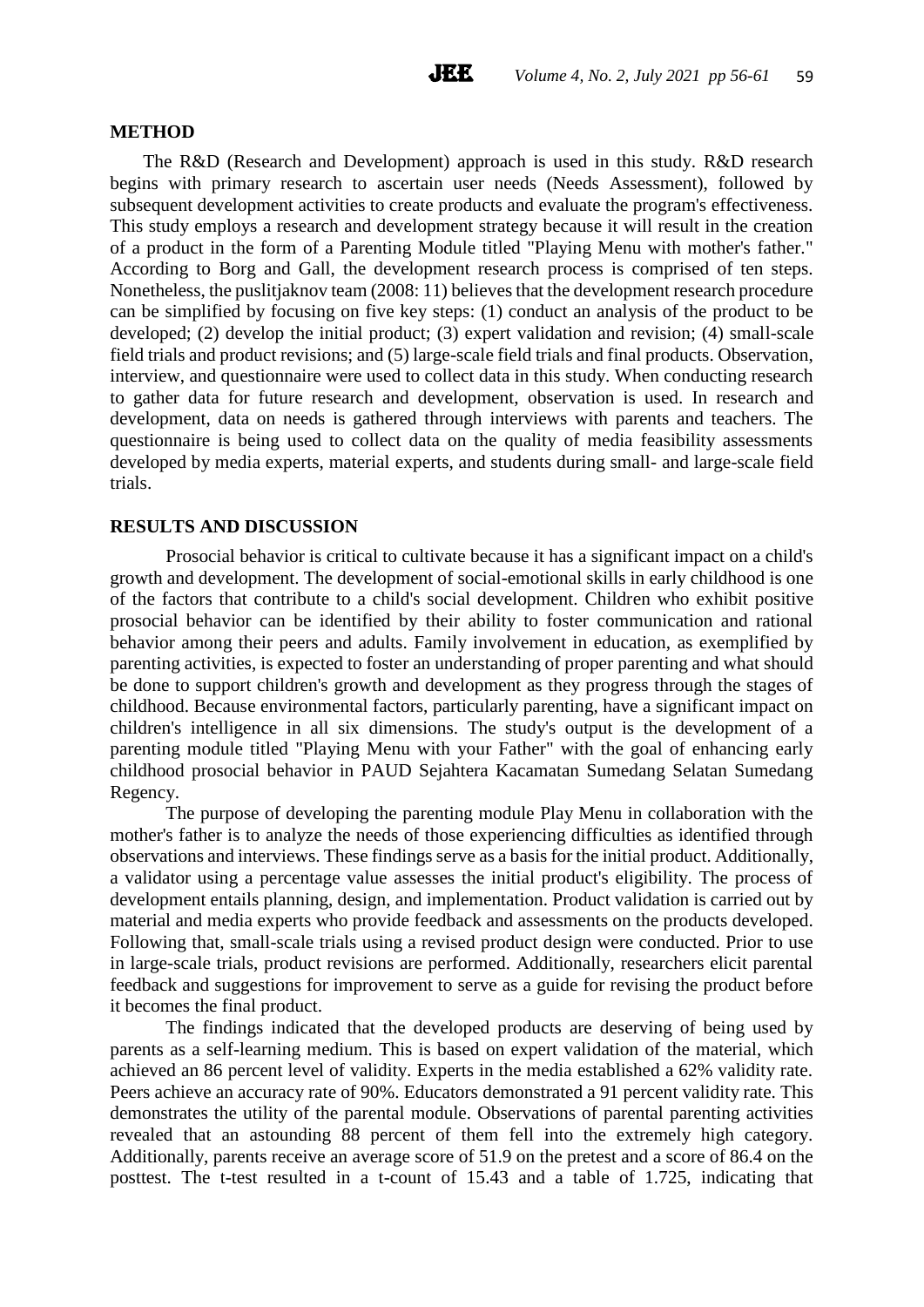## METHOD

The R&D (Research and Development) approach is used in this study. R&D research begins with primary research to ascertain user needs (Needs Assessment), followed by subsequent development activities to create products and evaluate the program's effectiveness. This study employs a research and development strategy because it will result in the creation of a product in the form of a Parenting Module titled "Playing Menu with mother's father." According to Borg and Gall, the development research process is comprised of ten steps. Nonetheless, the puslitjaknov team (2008: 11) believes that the development research procedure can be simplified by focusing on five key steps: (1) conduct an analysis of the product to be developed; (2) develop the initial product; (3) expert validation and revision; (4) small-scale field trials and product revisions; and (5) large-scale field trials and final products. Observation, interview, and questionnaire were used to collect data in this study. When conducting research to gather data for future research and development, observation is used. In research and development, data on needs is gathered through interviews with parents and teachers. The questionnaire is being used to collect data on the quality of media feasibility assessments developed by media experts, material experts, and students during small- and large-scale field trials.

## RESULTS AND DISCUSSION

Prosocial behavior is critical to cultivate because it has a significant impact on a child's growth and development. The development of social-emotional skills in early childhood is one of the factors that contribute to a child's social development. Children who exhibit positive prosocial behavior can be identified by their ability to foster communication and rational behavior among their peers and adults. Family involvement in education, as exemplified by parenting activities, is expected to foster an understanding of proper parenting and what should be done to support children's growth and development as they progress through the stages of childhood. Because environmental factors, particularly parenting, have a significant impact on children's intelligence in all six dimensions. The study's output is the development of a parenting module titled "Playing Menu with your Father" with the goal of enhancing early childhood prosocial behavior in PAUD Sejahtera Kacamatan Sumedang Selatan Sumedang Regency.

The purpose of developing the parenting module Play Menu in collaboration with the mother's father is to analyze the needs of those experiencing difficulties as identified through observations and interviews. These findings serve as a basis for the initial product. Additionally, a validator using a percentage value assesses the initial product's eligibility. The process of development entails planning, design, and implementation. Product validation is carried out by material and media experts who provide feedback and assessments on the products developed. Following that, small-scale trials using a revised product design were conducted. Prior to use in large-scale trials, product revisions are performed. Additionally, researchers elicit parental feedback and suggestions for improvement to serve as a guide for revising the product before it becomes the final product.

The findings indicated that the developed products are deserving of being used by parents as a self-learning medium. This is based on expert validation of the material, which achieved an 86 percent level of validity. Experts in the media established a 62% validity rate. Peers achieve an accuracy rate of 90%. Educators demonstrated a 91 percent validity rate. This demonstrates the utility of the parental module. Observations of parental parenting activities revealed that an astounding 88 percent of them fell into the extremely high category. Additionally, parents receive an average score of 51.9 on the pretest and a score of 86.4 on the posttest. The t-test resulted in a t-count of 15.43 and a table of 1.725, indicating that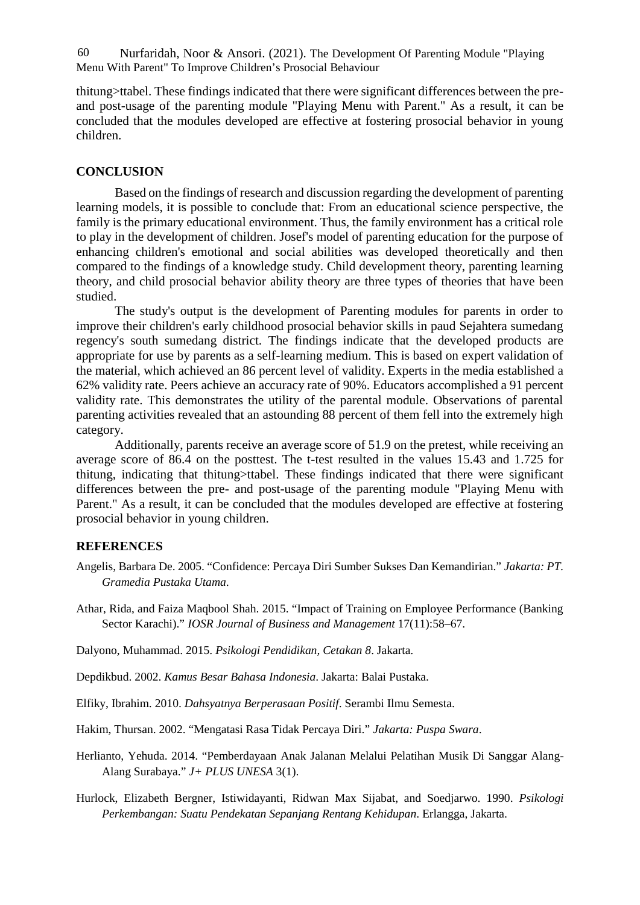thitung>ttabel. These findings indicated that there were significant differences between the pre- and post-usage of the parenting module "Playing Menu with Parent." As a result, it can be concluded that the modules developed are effective at fostering prosocial behavior in young children.

## CONCLUSION

Based on the findings of research and discussion regarding the development of parenting learning models, it is possible to conclude that: From an educational science perspective, the family is the primary educational environment. Thus, the family environment has a critical role to play in the development of children. Josef's model of parenting education for the purpose of enhancing children's emotional and social abilities was developed theoretically and then compared to the findings of a knowledge study. Child development theory, parenting learning theory, and child prosocial behavior ability theory are three types of theories that have been studied.

The study's output is the development of Parenting modules for parents in order to improve their children's early childhood prosocial behavior skills in paud Sejahtera sumedang regency's south sumedang district. The findings indicate that the developed products are appropriate for use by parents as a self-learning medium. This is based on expert validation of the material, which achieved an 86 percent level of validity. Experts in the media established a 62% validity rate. Peers achieve an accuracy rate of 90%. Educators accomplished a 91 percent validity rate. This demonstrates the utility of the parental module. Observations of parental parenting activities revealed that an astounding 88 percent of them fell into the extremely high category.

Additionally, parents receive an average score of 51.9 on the pretest, while receiving an average score of 86.4 on the posttest. The t-test resulted in the values 15.43 and 1.725 for thitung, indicating that thitung>ttabel. These findings indicated that there were significant differences between the pre- and post-usage of the parenting module "Playing Menu with Parent." As a result, it can be concluded that the modules developed are effective at fostering prosocial behavior in young children.

## REFERENCES

Angelis, Barbara De. 2005. "Confidence: Percaya Diri Sumber Sukses Dan Kemandirian." *Jakarta: PT. Gramedia Pustaka Utama*.

Athar, Rida, and Faiza Maqbool Shah. 2015. "Impact of Training on Employee Performance (Banking Sector Karachi)." *IOSR Journal of Business and Management* 17(11):58–67.

Dalyono, Muhammad. 2015. *Psikologi Pendidikan, Cetakan 8*. Jakarta.

Depdikbud. 2002. *Kamus Besar Bahasa Indonesia*. Jakarta: Balai Pustaka.

Elfiky, Ibrahim. 2010. *Dahsyatnya Berperasaan Positif*. Serambi Ilmu Semesta.

Hakim, Thursan. 2002. "Mengatasi Rasa Tidak Percaya Diri." *Jakarta: Puspa Swara*.

Herlianto, Yehuda. 2014. "Pemberdayaan Anak Jalanan Melalui Pelatihan Musik Di Sanggar Alang-Alang Surabaya." *J+ PLUS UNESA* 3(1).

Hurlock, Elizabeth Bergner, Istiwidayanti, Ridwan Max Sijabat, and Soedjarwo. 1990. *Psikologi Perkembangan: Suatu Pendekatan Sepanjang Rentang Kehidupan*. Erlangga, Jakarta.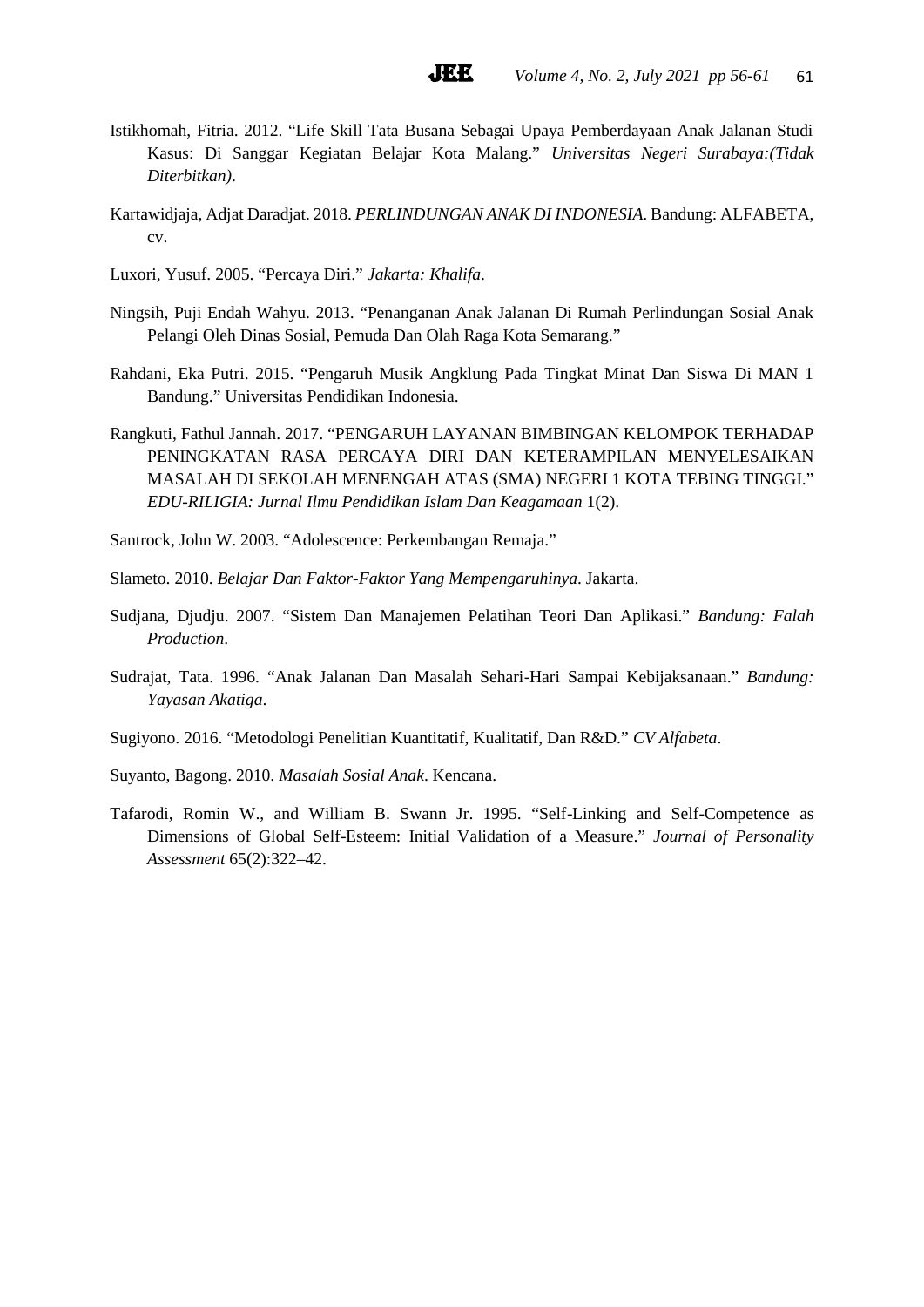Istikhomah, Fitria. 2012. "Life Skill Tata Busana Sebagai Upaya Pemberdayaan Anak Jalanan Studi Kasus: Di Sanggar Kegiatan Belajar Kota Malang." *Universitas Negeri Surabaya:(Tidak Diterbitkan)*.

Kartawidjaja, Adjat Daradjat. 2018. *PERLINDUNGAN ANAK DI INDONESIA*. Bandung: ALFABETA, cv.

Luxori, Yusuf. 2005. "Percaya Diri." *Jakarta: Khalifa*.

Ningsih, Puji Endah Wahyu. 2013. "Penanganan Anak Jalanan Di Rumah Perlindungan Sosial Anak Pelangi Oleh Dinas Sosial, Pemuda Dan Olah Raga Kota Semarang."

Rahdani, Eka Putri. 2015. "Pengaruh Musik Angklung Pada Tingkat Minat Dan Siswa Di MAN 1 Bandung." Universitas Pendidikan Indonesia.

Rangkuti, Fathul Jannah. 2017. "PENGARUH LAYANAN BIMBINGAN KELOMPOK TERHADAP PENINGKATAN RASA PERCAYA DIRI DAN KETERAMPILAN MENYELESAIKAN MASALAH DI SEKOLAH MENENGAH ATAS (SMA) NEGERI 1 KOTA TEBING TINGGI." *EDU-RILIGIA: Jurnal Ilmu Pendidikan Islam Dan Keagamaan* 1(2).

Santrock, John W. 2003. "Adolescence: Perkembangan Remaja."

Slameto. 2010. *Belajar Dan Faktor-Faktor Yang Mempengaruhinya*. Jakarta.

Sudjana, Djudju. 2007. "Sistem Dan Manajemen Pelatihan Teori Dan Aplikasi." *Bandung: Falah Production*.

Sudrajat, Tata. 1996. "Anak Jalanan Dan Masalah Sehari-Hari Sampai Kebijaksanaan." *Bandung: Yayasan Akatiga*.

Sugiyono. 2016. "Metodologi Penelitian Kuantitatif, Kualitatif, Dan R&D." *CV Alfabeta*.

Suyanto, Bagong. 2010. *Masalah Sosial Anak*. Kencana.

Tafarodi, Romin W., and William B. Swann Jr. 1995. "Self-Linking and Self-Competence as Dimensions of Global Self-Esteem: Initial Validation of a Measure." *Journal of Personality Assessment* 65(2):322–42.